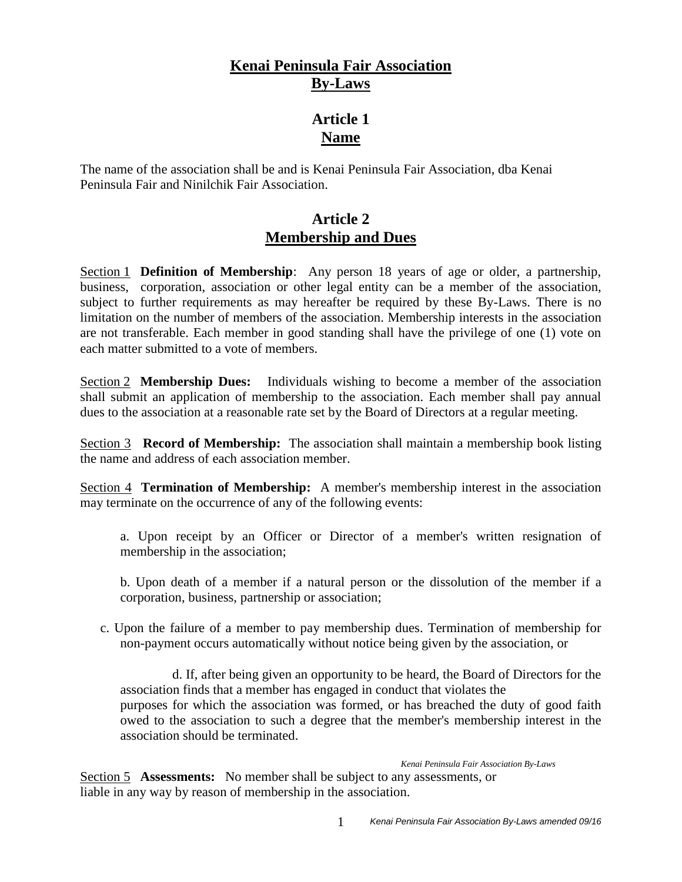# Kenai Peninsula Fair Association By-Laws

## Article 1
## Name

The name of the association shall be and is Kenai Peninsula Fair Association, dba Kenai Peninsula Fair and Ninilchik Fair Association.

## Article 2
## Membership and Dues

Section 1 **Definition of Membership**: Any person 18 years of age or older, a partnership, business, corporation, association or other legal entity can be a member of the association, subject to further requirements as may hereafter be required by these By-Laws. There is no limitation on the number of members of the association. Membership interests in the association are not transferable. Each member in good standing shall have the privilege of one (1) vote on each matter submitted to a vote of members.

Section 2 **Membership Dues:** Individuals wishing to become a member of the association shall submit an application of membership to the association. Each member shall pay annual dues to the association at a reasonable rate set by the Board of Directors at a regular meeting.

Section 3 **Record of Membership:** The association shall maintain a membership book listing the name and address of each association member.

Section 4 **Termination of Membership:** A member's membership interest in the association may terminate on the occurrence of any of the following events:

a. Upon receipt by an Officer or Director of a member's written resignation of membership in the association;

b. Upon death of a member if a natural person or the dissolution of the member if a corporation, business, partnership or association;

c. Upon the failure of a member to pay membership dues. Termination of membership for non-payment occurs automatically without notice being given by the association, or

d. If, after being given an opportunity to be heard, the Board of Directors for the association finds that a member has engaged in conduct that violates the purposes for which the association was formed, or has breached the duty of good faith owed to the association to such a degree that the member's membership interest in the association should be terminated.

Section 5 **Assessments:** No member shall be subject to any assessments, or liable in any way by reason of membership in the association.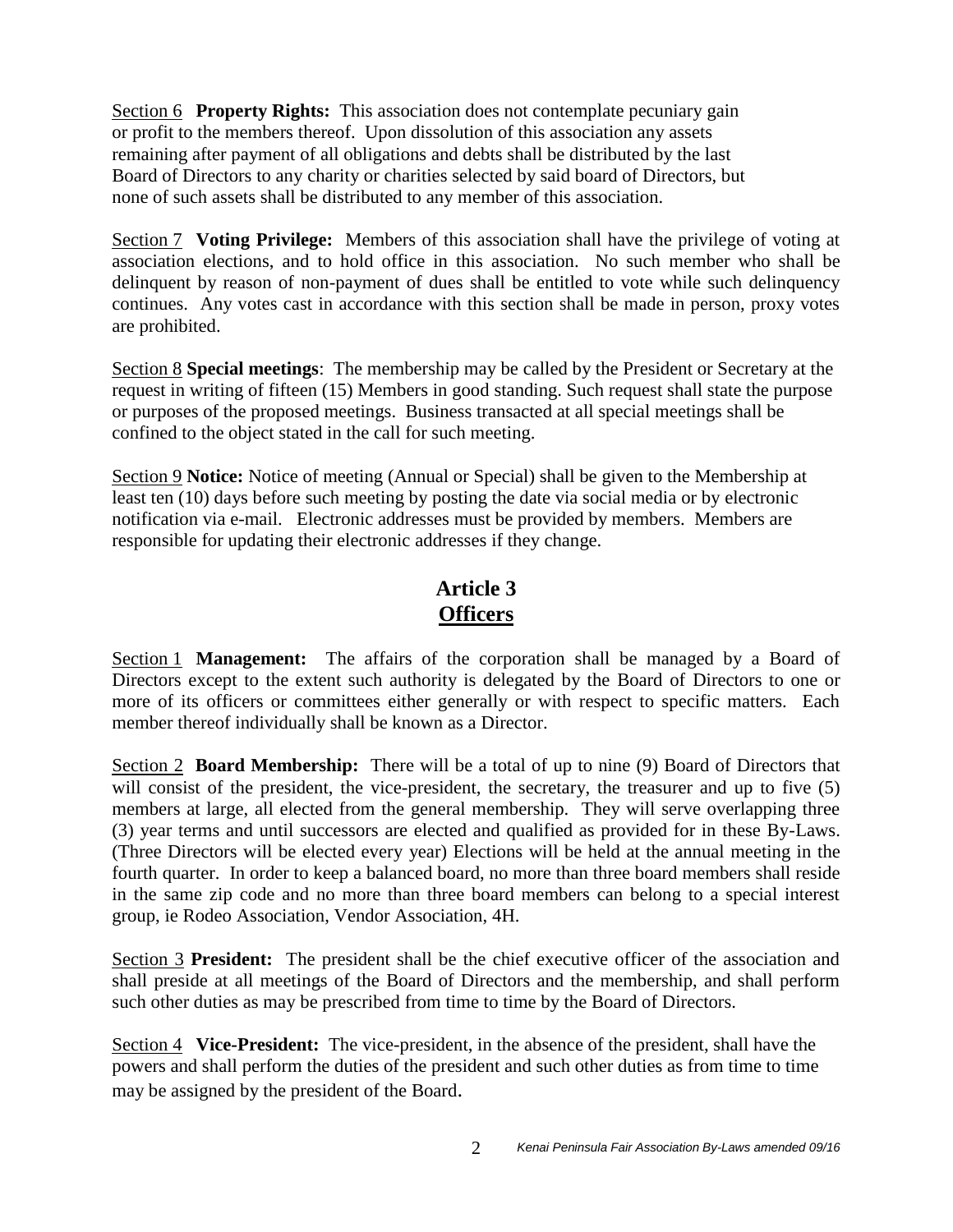Section 6 **Property Rights:** This association does not contemplate pecuniary gain or profit to the members thereof. Upon dissolution of this association any assets remaining after payment of all obligations and debts shall be distributed by the last Board of Directors to any charity or charities selected by said board of Directors, but none of such assets shall be distributed to any member of this association.

Section 7 **Voting Privilege:** Members of this association shall have the privilege of voting at association elections, and to hold office in this association. No such member who shall be delinquent by reason of non-payment of dues shall be entitled to vote while such delinquency continues. Any votes cast in accordance with this section shall be made in person, proxy votes are prohibited.

Section 8 **Special meetings**: The membership may be called by the President or Secretary at the request in writing of fifteen (15) Members in good standing. Such request shall state the purpose or purposes of the proposed meetings. Business transacted at all special meetings shall be confined to the object stated in the call for such meeting.

Section 9 **Notice:** Notice of meeting (Annual or Special) shall be given to the Membership at least ten (10) days before such meeting by posting the date via social media or by electronic notification via e-mail. Electronic addresses must be provided by members. Members are responsible for updating their electronic addresses if they change.

## Article 3
## Officers

Section 1 **Management:** The affairs of the corporation shall be managed by a Board of Directors except to the extent such authority is delegated by the Board of Directors to one or more of its officers or committees either generally or with respect to specific matters. Each member thereof individually shall be known as a Director.

Section 2 **Board Membership:** There will be a total of up to nine (9) Board of Directors that will consist of the president, the vice-president, the secretary, the treasurer and up to five (5) members at large, all elected from the general membership. They will serve overlapping three (3) year terms and until successors are elected and qualified as provided for in these By-Laws. (Three Directors will be elected every year) Elections will be held at the annual meeting in the fourth quarter. In order to keep a balanced board, no more than three board members shall reside in the same zip code and no more than three board members can belong to a special interest group, ie Rodeo Association, Vendor Association, 4H.

Section 3 **President:** The president shall be the chief executive officer of the association and shall preside at all meetings of the Board of Directors and the membership, and shall perform such other duties as may be prescribed from time to time by the Board of Directors.

Section 4 **Vice-President:** The vice-president, in the absence of the president, shall have the powers and shall perform the duties of the president and such other duties as from time to time may be assigned by the president of the Board.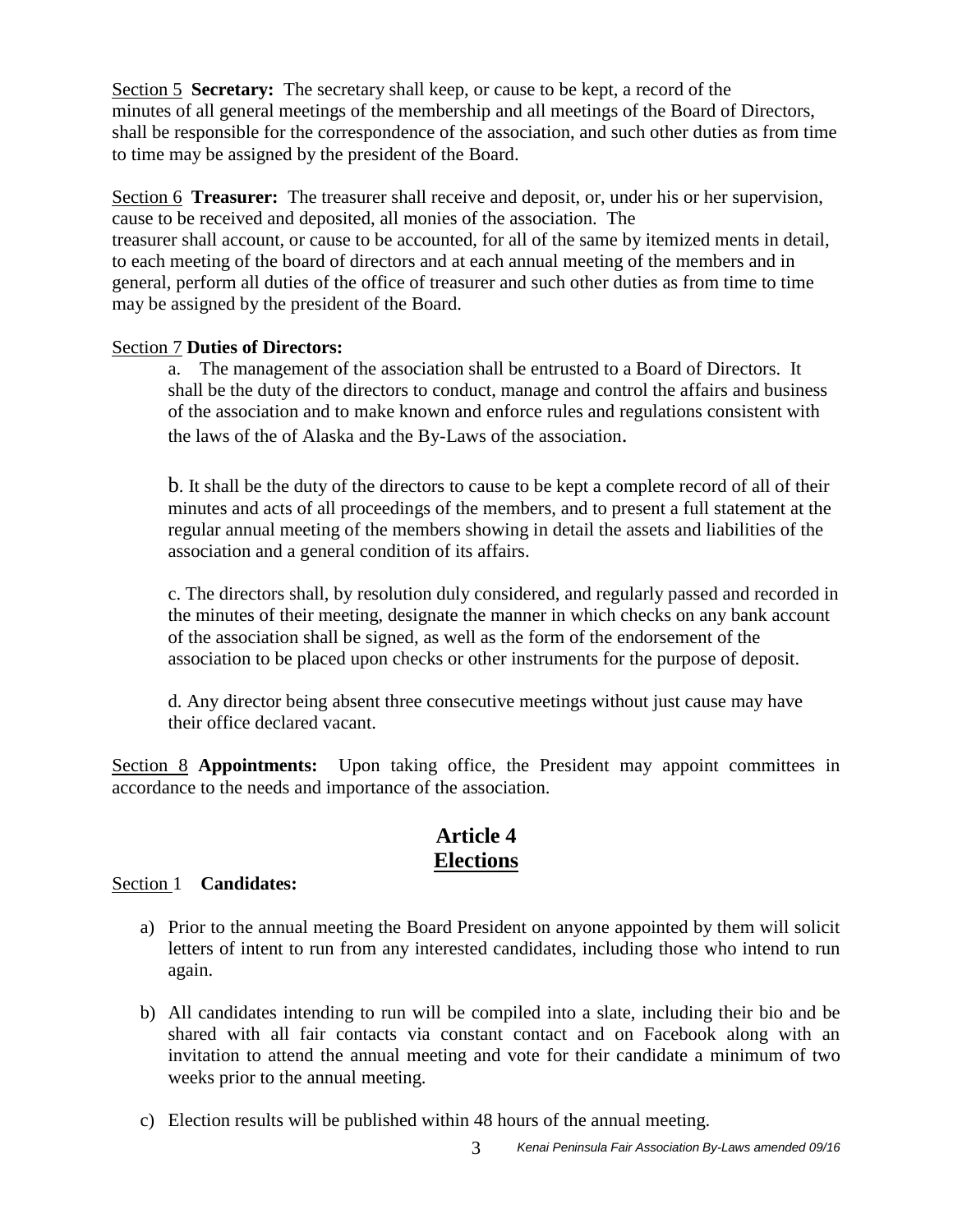Section 5 **Secretary:** The secretary shall keep, or cause to be kept, a record of the minutes of all general meetings of the membership and all meetings of the Board of Directors, shall be responsible for the correspondence of the association, and such other duties as from time to time may be assigned by the president of the Board.

Section 6 **Treasurer:** The treasurer shall receive and deposit, or, under his or her supervision, cause to be received and deposited, all monies of the association. The treasurer shall account, or cause to be accounted, for all of the same by itemized ments in detail, to each meeting of the board of directors and at each annual meeting of the members and in general, perform all duties of the office of treasurer and such other duties as from time to time may be assigned by the president of the Board.

Section 7 **Duties of Directors:**

a. The management of the association shall be entrusted to a Board of Directors. It shall be the duty of the directors to conduct, manage and control the affairs and business of the association and to make known and enforce rules and regulations consistent with the laws of the of Alaska and the By-Laws of the association.

b. It shall be the duty of the directors to cause to be kept a complete record of all of their minutes and acts of all proceedings of the members, and to present a full statement at the regular annual meeting of the members showing in detail the assets and liabilities of the association and a general condition of its affairs.

c. The directors shall, by resolution duly considered, and regularly passed and recorded in the minutes of their meeting, designate the manner in which checks on any bank account of the association shall be signed, as well as the form of the endorsement of the association to be placed upon checks or other instruments for the purpose of deposit.

d. Any director being absent three consecutive meetings without just cause may have their office declared vacant.

Section 8 **Appointments:** Upon taking office, the President may appoint committees in accordance to the needs and importance of the association.

## Article 4
## Elections

Section 1 **Candidates:**

a) Prior to the annual meeting the Board President on anyone appointed by them will solicit letters of intent to run from any interested candidates, including those who intend to run again.

b) All candidates intending to run will be compiled into a slate, including their bio and be shared with all fair contacts via constant contact and on Facebook along with an invitation to attend the annual meeting and vote for their candidate a minimum of two weeks prior to the annual meeting.

c) Election results will be published within 48 hours of the annual meeting.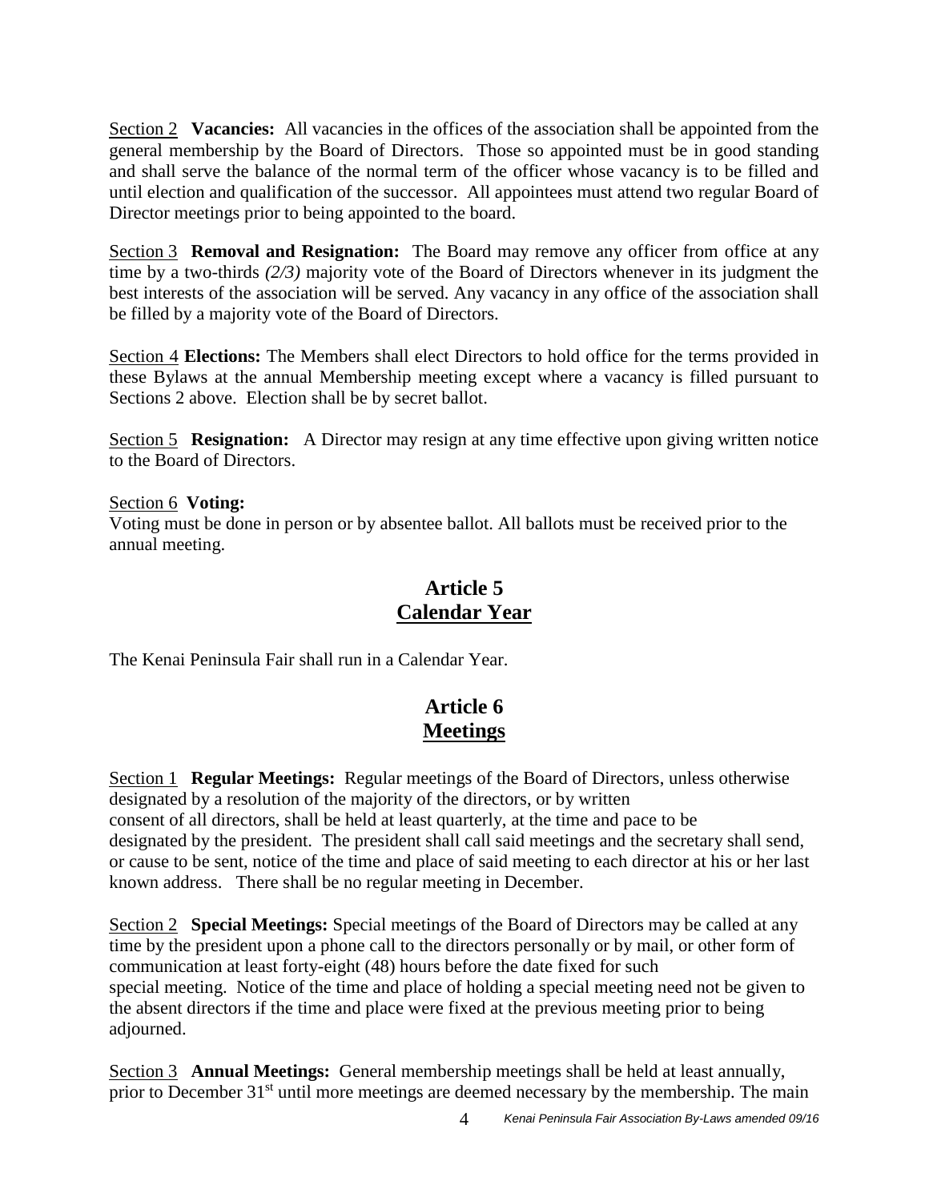Section 2 **Vacancies:** All vacancies in the offices of the association shall be appointed from the general membership by the Board of Directors. Those so appointed must be in good standing and shall serve the balance of the normal term of the officer whose vacancy is to be filled and until election and qualification of the successor. All appointees must attend two regular Board of Director meetings prior to being appointed to the board.

Section 3 **Removal and Resignation:** The Board may remove any officer from office at any time by a two-thirds *(2/3)* majority vote of the Board of Directors whenever in its judgment the best interests of the association will be served. Any vacancy in any office of the association shall be filled by a majority vote of the Board of Directors.

Section 4 **Elections:** The Members shall elect Directors to hold office for the terms provided in these Bylaws at the annual Membership meeting except where a vacancy is filled pursuant to Sections 2 above. Election shall be by secret ballot.

Section 5 **Resignation:** A Director may resign at any time effective upon giving written notice to the Board of Directors.

Section 6 **Voting:**
Voting must be done in person or by absentee ballot. All ballots must be received prior to the annual meeting.

## Article 5
## Calendar Year

The Kenai Peninsula Fair shall run in a Calendar Year.

## Article 6
## Meetings

Section 1 **Regular Meetings:** Regular meetings of the Board of Directors, unless otherwise designated by a resolution of the majority of the directors, or by written consent of all directors, shall be held at least quarterly, at the time and pace to be designated by the president. The president shall call said meetings and the secretary shall send, or cause to be sent, notice of the time and place of said meeting to each director at his or her last known address. There shall be no regular meeting in December.

Section 2 **Special Meetings:** Special meetings of the Board of Directors may be called at any time by the president upon a phone call to the directors personally or by mail, or other form of communication at least forty-eight (48) hours before the date fixed for such special meeting. Notice of the time and place of holding a special meeting need not be given to the absent directors if the time and place were fixed at the previous meeting prior to being adjourned.

Section 3 **Annual Meetings:** General membership meetings shall be held at least annually, prior to December 31st until more meetings are deemed necessary by the membership. The main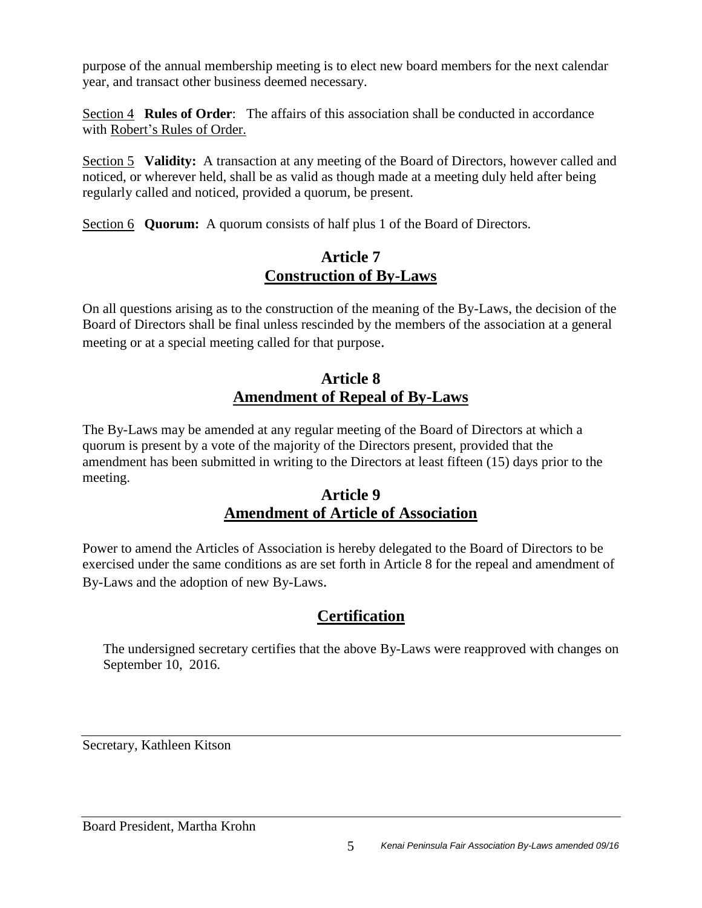purpose of the annual membership meeting is to elect new board members for the next calendar year, and transact other business deemed necessary.

Section 4 **Rules of Order**: The affairs of this association shall be conducted in accordance with Robert's Rules of Order.

Section 5 **Validity:** A transaction at any meeting of the Board of Directors, however called and noticed, or wherever held, shall be as valid as though made at a meeting duly held after being regularly called and noticed, provided a quorum, be present.

Section 6 **Quorum:** A quorum consists of half plus 1 of the Board of Directors.

## Article 7
## Construction of By-Laws

On all questions arising as to the construction of the meaning of the By-Laws, the decision of the Board of Directors shall be final unless rescinded by the members of the association at a general meeting or at a special meeting called for that purpose.

## Article 8
## Amendment of Repeal of By-Laws

The By-Laws may be amended at any regular meeting of the Board of Directors at which a quorum is present by a vote of the majority of the Directors present, provided that the amendment has been submitted in writing to the Directors at least fifteen (15) days prior to the meeting.

## Article 9
## Amendment of Article of Association

Power to amend the Articles of Association is hereby delegated to the Board of Directors to be exercised under the same conditions as are set forth in Article 8 for the repeal and amendment of By-Laws and the adoption of new By-Laws.

## Certification

The undersigned secretary certifies that the above By-Laws were reapproved with changes on September 10, 2016.

Secretary, Kathleen Kitson

Board President, Martha Krohn